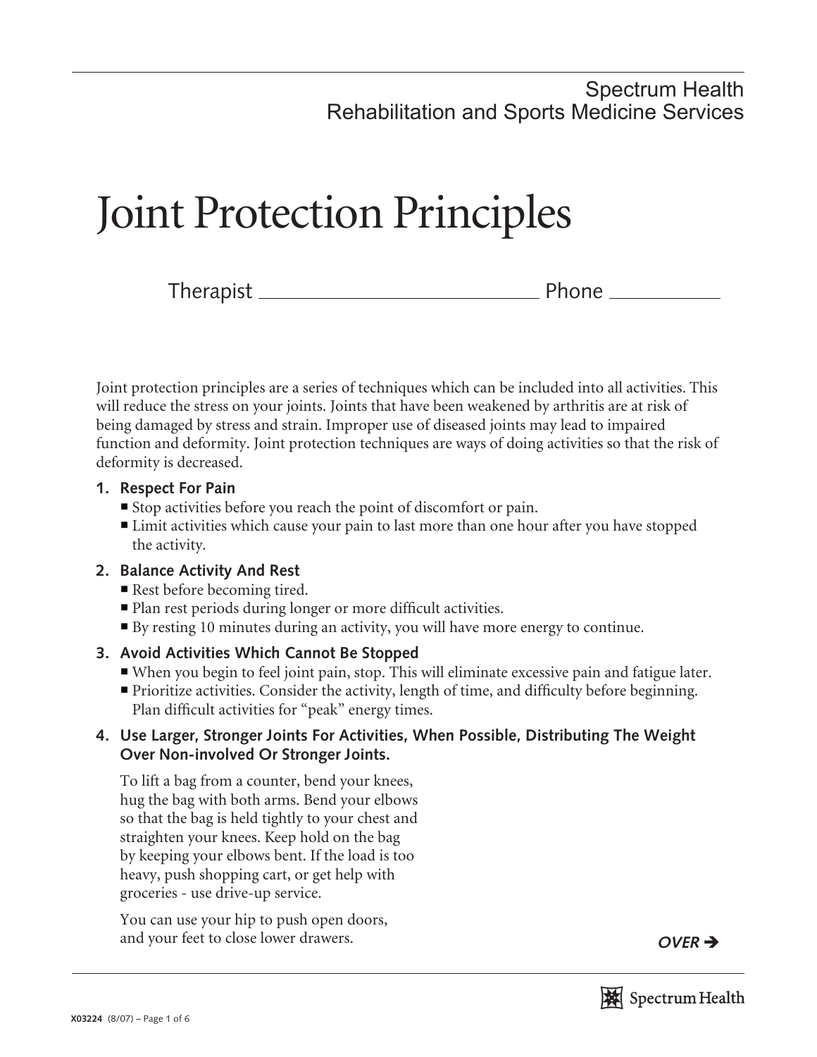Spectrum Health
Rehabilitation and Sports Medicine Services

# Joint Protection Principles

Therapist ______________________________ Phone ____________

Joint protection principles are a series of techniques which can be included into all activities. This will reduce the stress on your joints. Joints that have been weakened by arthritis are at risk of being damaged by stress and strain. Improper use of diseased joints may lead to impaired function and deformity. Joint protection techniques are ways of doing activities so that the risk of deformity is decreased.

**1. Respect For Pain**

- Stop activities before you reach the point of discomfort or pain.
- Limit activities which cause your pain to last more than one hour after you have stopped the activity.

**2. Balance Activity And Rest**

- Rest before becoming tired.
- Plan rest periods during longer or more difficult activities.
- By resting 10 minutes during an activity, you will have more energy to continue.

**3. Avoid Activities Which Cannot Be Stopped**

- When you begin to feel joint pain, stop. This will eliminate excessive pain and fatigue later.
- Prioritize activities. Consider the activity, length of time, and difficulty before beginning. Plan difficult activities for "peak" energy times.

**4. Use Larger, Stronger Joints For Activities, When Possible, Distributing The Weight Over Non-involved Or Stronger Joints.**

To lift a bag from a counter, bend your knees, hug the bag with both arms. Bend your elbows so that the bag is held tightly to your chest and straighten your knees. Keep hold on the bag by keeping your elbows bent. If the load is too heavy, push shopping cart, or get help with groceries - use drive-up service.

You can use your hip to push open doors, and your feet to close lower drawers.

*OVER* ➔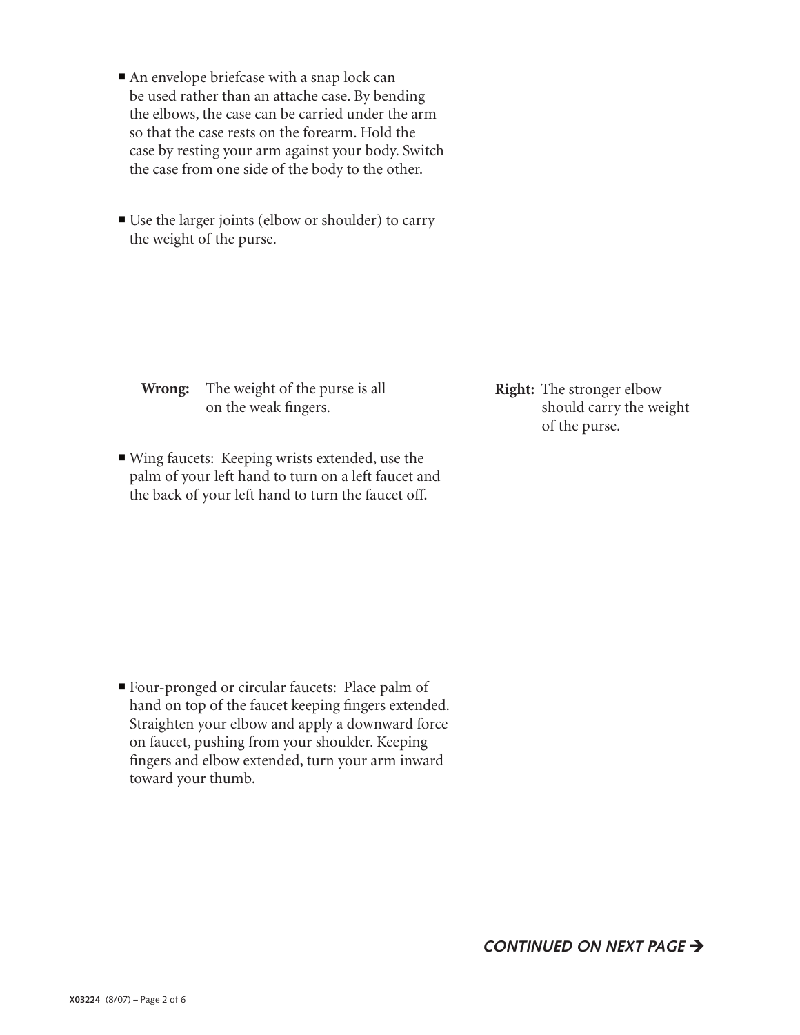- An envelope briefcase with a snap lock can be used rather than an attache case. By bending the elbows, the case can be carried under the arm so that the case rests on the forearm. Hold the case by resting your arm against your body. Switch the case from one side of the body to the other.

- Use the larger joints (elbow or shoulder) to carry the weight of the purse.

**Wrong:** The weight of the purse is all on the weak fingers.

**Right:** The stronger elbow should carry the weight of the purse.

- Wing faucets: Keeping wrists extended, use the palm of your left hand to turn on a left faucet and the back of your left hand to turn the faucet off.

- Four-pronged or circular faucets: Place palm of hand on top of the faucet keeping fingers extended. Straighten your elbow and apply a downward force on faucet, pushing from your shoulder. Keeping fingers and elbow extended, turn your arm inward toward your thumb.

*CONTINUED ON NEXT PAGE ➔*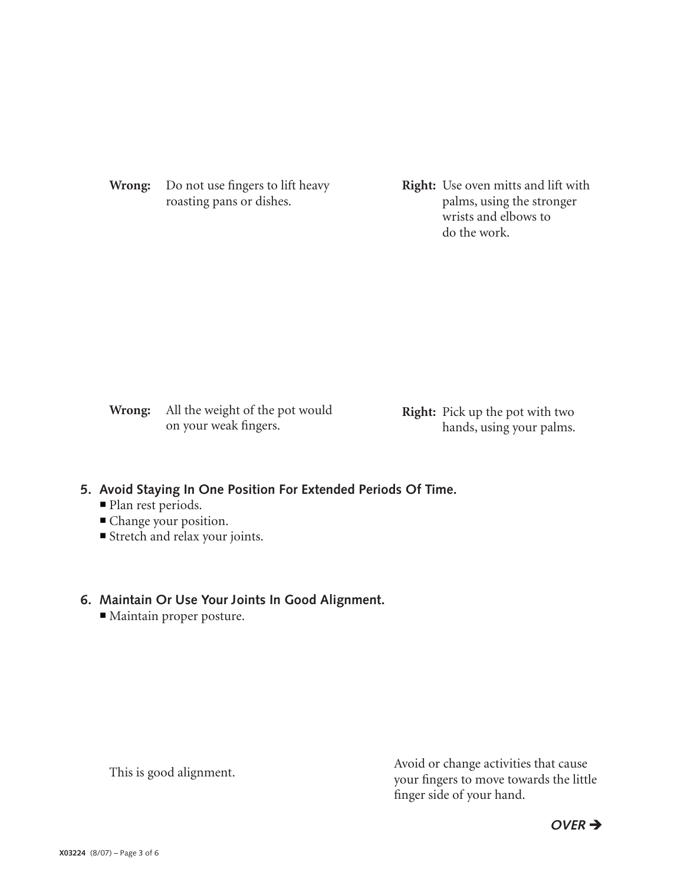**Wrong:** Do not use fingers to lift heavy roasting pans or dishes.

**Right:** Use oven mitts and lift with palms, using the stronger wrists and elbows to do the work.

**Wrong:** All the weight of the pot would on your weak fingers.

**Right:** Pick up the pot with two hands, using your palms.

## 5. Avoid Staying In One Position For Extended Periods Of Time.

- Plan rest periods.
- Change your position.
- Stretch and relax your joints.

## 6. Maintain Or Use Your Joints In Good Alignment.

- Maintain proper posture.

This is good alignment.

Avoid or change activities that cause your fingers to move towards the little finger side of your hand.

***OVER →***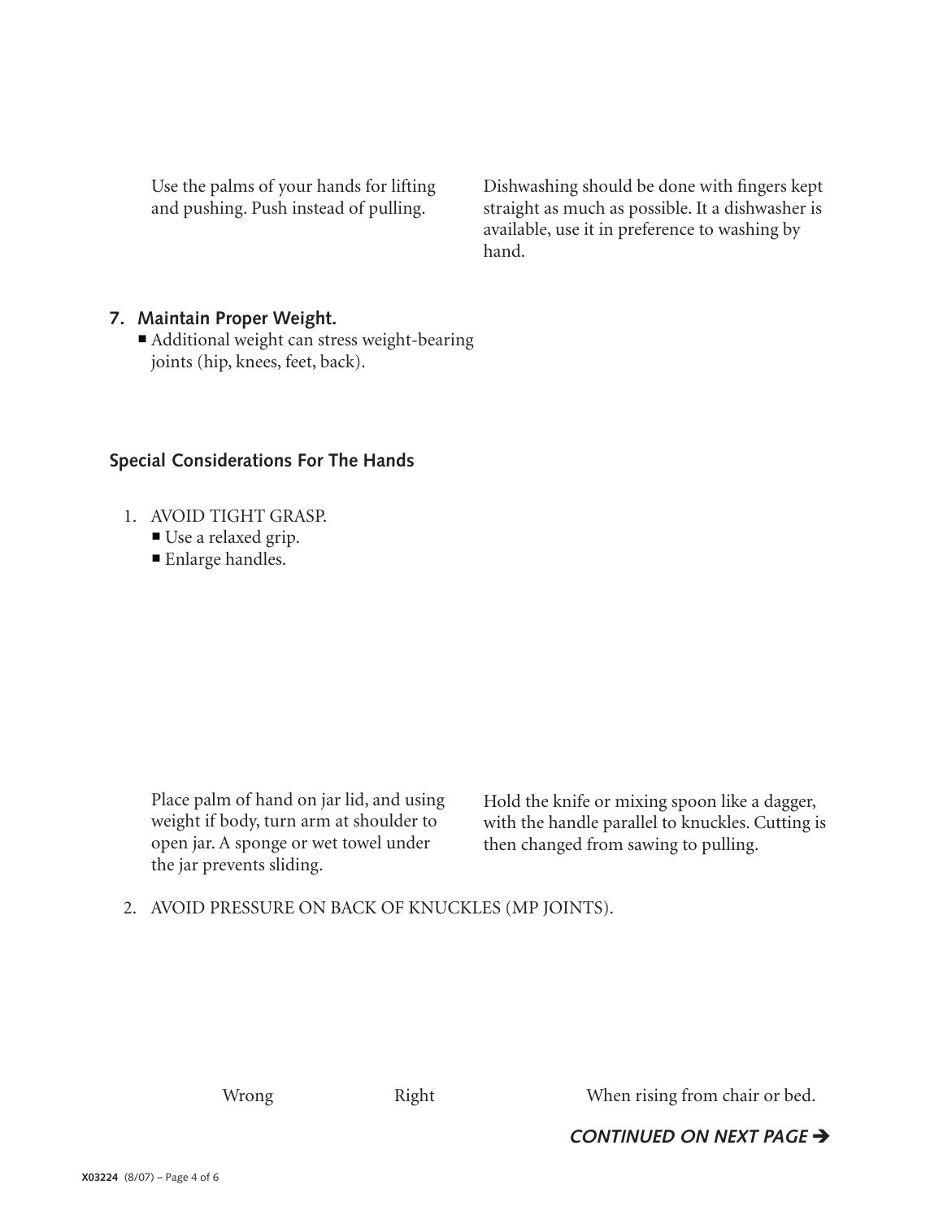Use the palms of your hands for lifting and pushing. Push instead of pulling.

Dishwashing should be done with fingers kept straight as much as possible. It a dishwasher is available, use it in preference to washing by hand.

**7. Maintain Proper Weight.**

- Additional weight can stress weight-bearing joints (hip, knees, feet, back).

## Special Considerations For The Hands

1. AVOID TIGHT GRASP.
   - Use a relaxed grip.
   - Enlarge handles.

Place palm of hand on jar lid, and using weight if body, turn arm at shoulder to open jar. A sponge or wet towel under the jar prevents sliding.

Hold the knife or mixing spoon like a dagger, with the handle parallel to knuckles. Cutting is then changed from sawing to pulling.

2. AVOID PRESSURE ON BACK OF KNUCKLES (MP JOINTS).

Wrong

Right

When rising from chair or bed.

***CONTINUED ON NEXT PAGE →***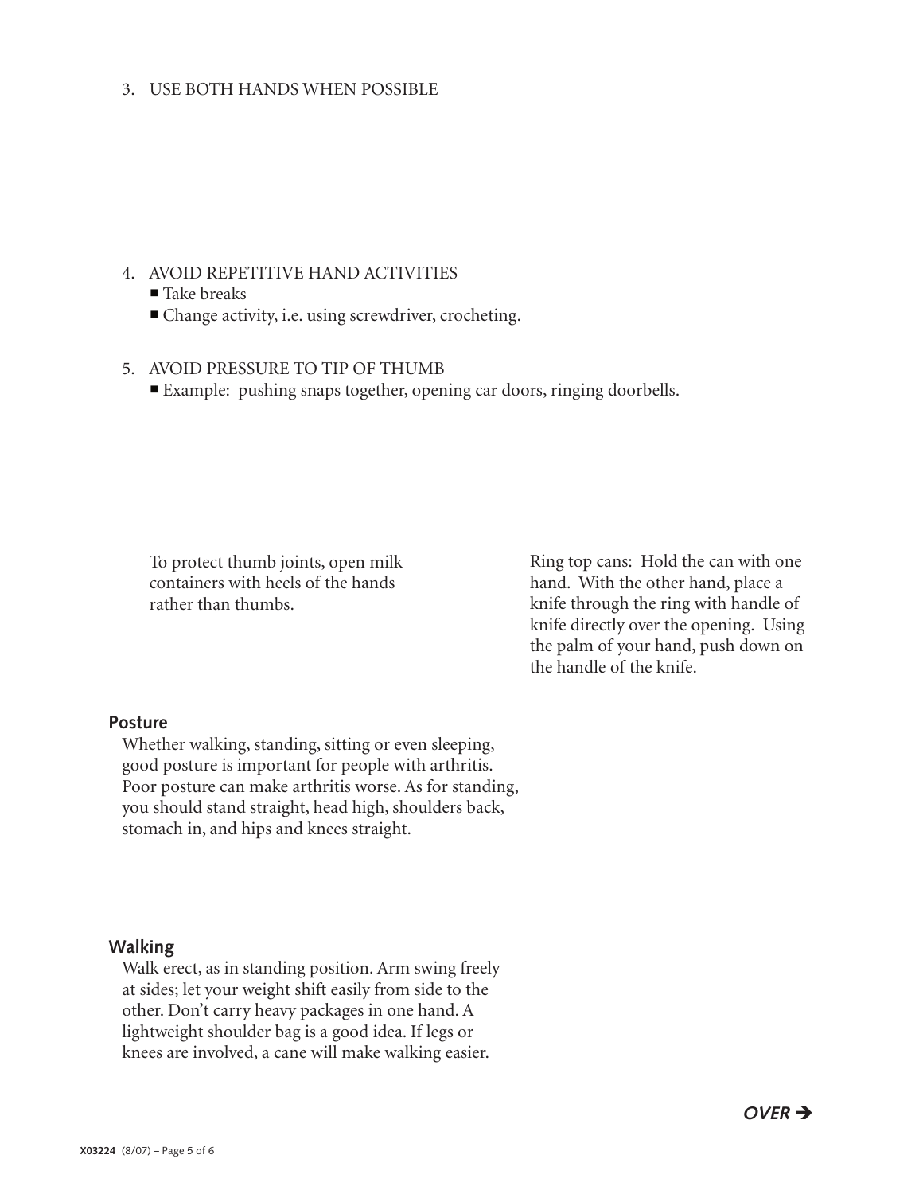3. USE BOTH HANDS WHEN POSSIBLE

4. AVOID REPETITIVE HAND ACTIVITIES
   - Take breaks
   - Change activity, i.e. using screwdriver, crocheting.

5. AVOID PRESSURE TO TIP OF THUMB
   - Example: pushing snaps together, opening car doors, ringing doorbells.

To protect thumb joints, open milk containers with heels of the hands rather than thumbs.

Ring top cans: Hold the can with one hand. With the other hand, place a knife through the ring with handle of knife directly over the opening. Using the palm of your hand, push down on the handle of the knife.

## Posture

Whether walking, standing, sitting or even sleeping, good posture is important for people with arthritis. Poor posture can make arthritis worse. As for standing, you should stand straight, head high, shoulders back, stomach in, and hips and knees straight.

## Walking

Walk erect, as in standing position. Arm swing freely at sides; let your weight shift easily from side to the other. Don't carry heavy packages in one hand. A lightweight shoulder bag is a good idea. If legs or knees are involved, a cane will make walking easier.

***OVER →***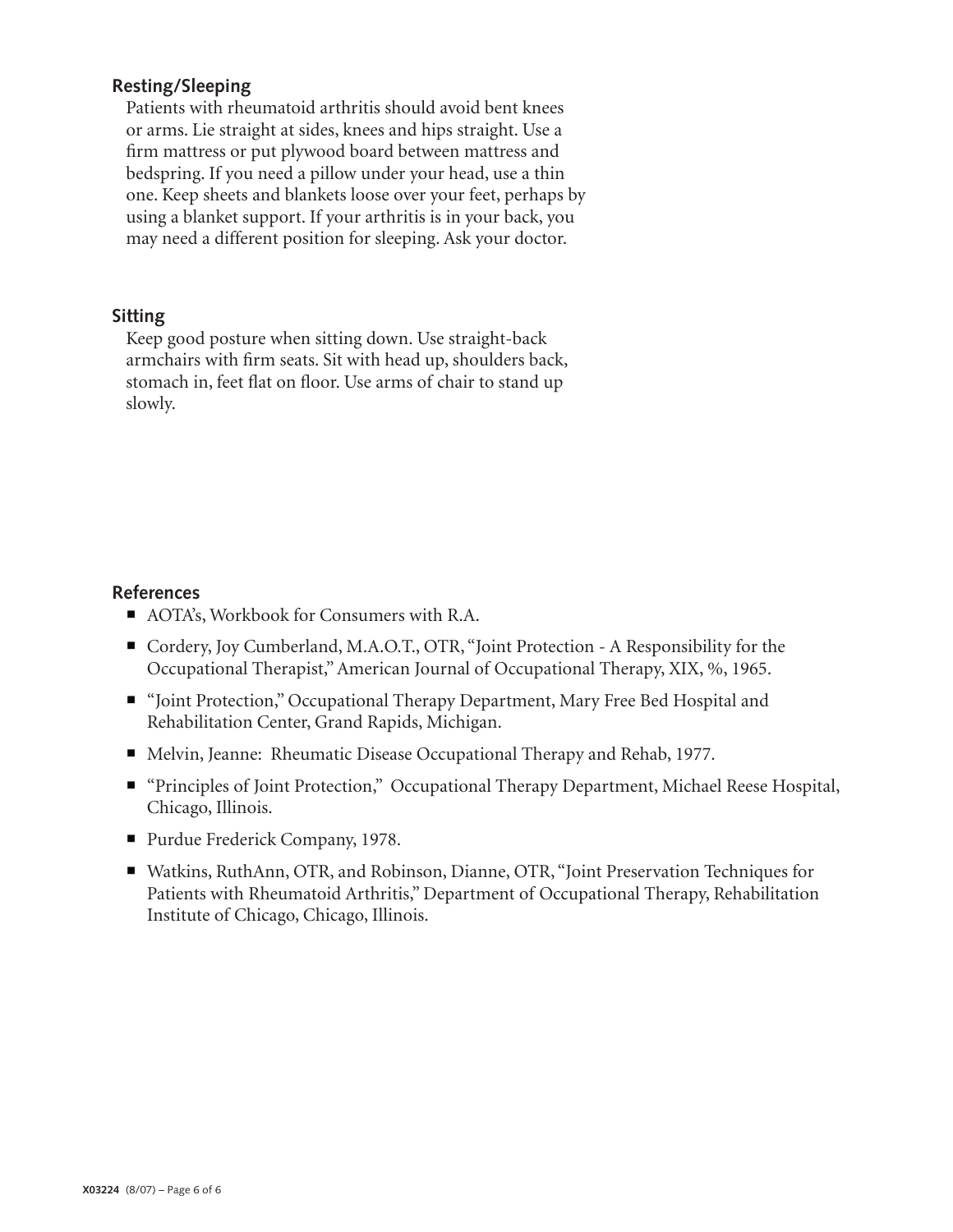### Resting/Sleeping

Patients with rheumatoid arthritis should avoid bent knees or arms. Lie straight at sides, knees and hips straight. Use a firm mattress or put plywood board between mattress and bedspring. If you need a pillow under your head, use a thin one. Keep sheets and blankets loose over your feet, perhaps by using a blanket support. If your arthritis is in your back, you may need a different position for sleeping. Ask your doctor.

### Sitting

Keep good posture when sitting down. Use straight-back armchairs with firm seats. Sit with head up, shoulders back, stomach in, feet flat on floor. Use arms of chair to stand up slowly.

### References

- AOTA's, Workbook for Consumers with R.A.
- Cordery, Joy Cumberland, M.A.O.T., OTR, "Joint Protection - A Responsibility for the Occupational Therapist," American Journal of Occupational Therapy, XIX, %, 1965.
- "Joint Protection," Occupational Therapy Department, Mary Free Bed Hospital and Rehabilitation Center, Grand Rapids, Michigan.
- Melvin, Jeanne: Rheumatic Disease Occupational Therapy and Rehab, 1977.
- "Principles of Joint Protection," Occupational Therapy Department, Michael Reese Hospital, Chicago, Illinois.
- Purdue Frederick Company, 1978.
- Watkins, RuthAnn, OTR, and Robinson, Dianne, OTR, "Joint Preservation Techniques for Patients with Rheumatoid Arthritis," Department of Occupational Therapy, Rehabilitation Institute of Chicago, Chicago, Illinois.